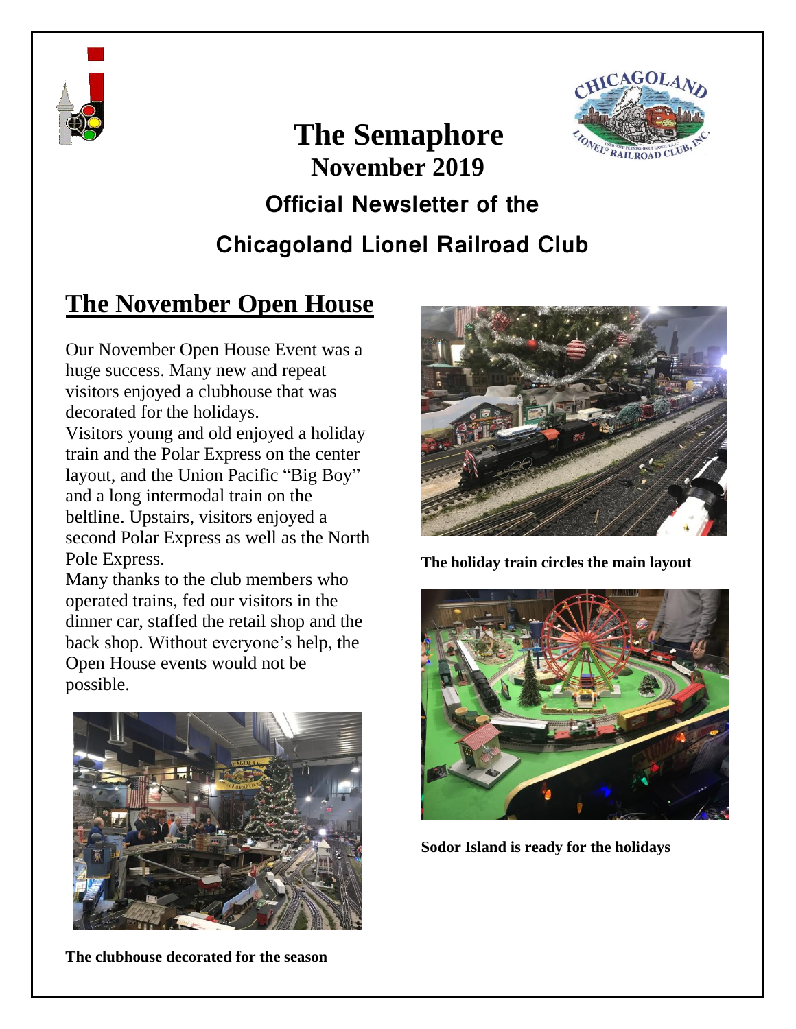# The Semaphore

## November 2019

### Official Newsletter of the Chicagoland Lionel Railroad Club

## The November Open House

Our November Open House Event was a huge success. Many new and repeat visitors enjoyed a clubhouse that was decorated for the holidays.

Visitors young and old enjoyed a holiday train and the Polar Express on the center layout, and the Union Pacific "Big Boy" and a long intermodal train on the beltline. Upstairs, visitors enjoyed a second Polar Express as well as the North Pole Express.

Many thanks to the club members who operated trains, fed our visitors in the dinner car, staffed the retail shop and the back shop. Without everyone's help, the Open House events would not be possible.

**The clubhouse decorated for the season**

**The holiday train circles the main layout**

**Sodor Island is ready for the holidays**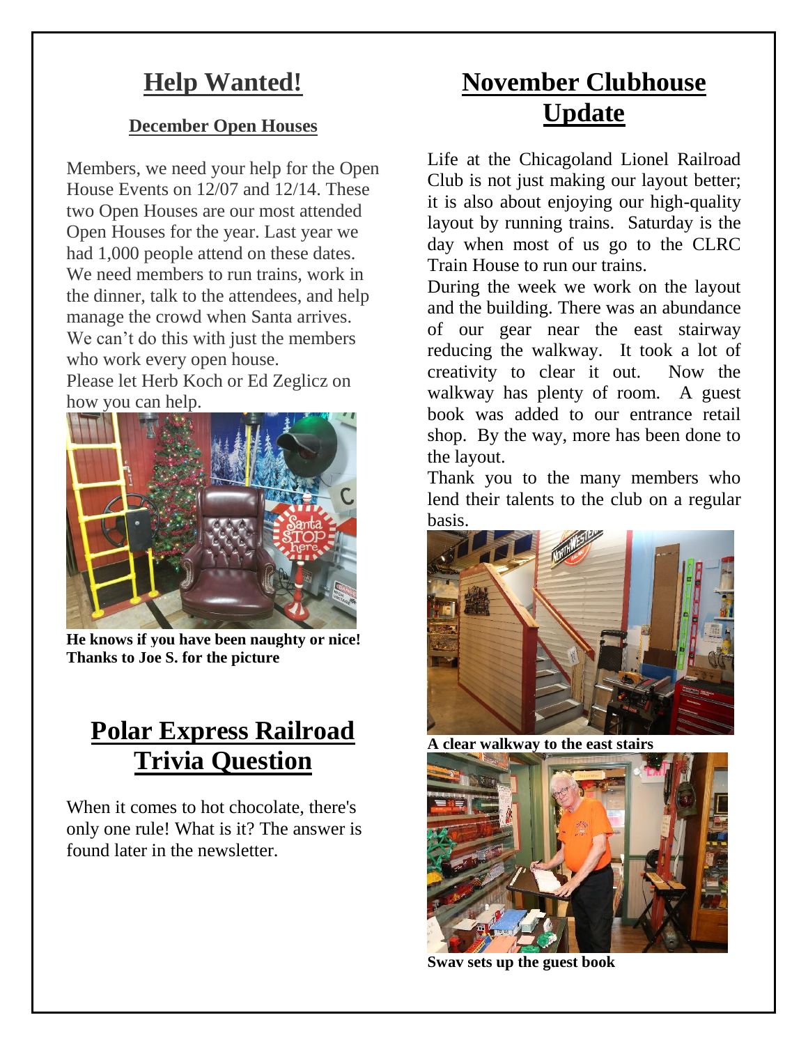## Help Wanted!

### December Open Houses

Members, we need your help for the Open House Events on 12/07 and 12/14. These two Open Houses are our most attended Open Houses for the year. Last year we had 1,000 people attend on these dates. We need members to run trains, work in the dinner, talk to the attendees, and help manage the crowd when Santa arrives. We can't do this with just the members who work every open house.
Please let Herb Koch or Ed Zeglicz on how you can help.

**He knows if you have been naughty or nice! Thanks to Joe S. for the picture**

## Polar Express Railroad Trivia Question

When it comes to hot chocolate, there's only one rule! What is it? The answer is found later in the newsletter.

## November Clubhouse Update

Life at the Chicagoland Lionel Railroad Club is not just making our layout better; it is also about enjoying our high-quality layout by running trains. Saturday is the day when most of us go to the CLRC Train House to run our trains.
During the week we work on the layout and the building. There was an abundance of our gear near the east stairway reducing the walkway. It took a lot of creativity to clear it out. Now the walkway has plenty of room. A guest book was added to our entrance retail shop. By the way, more has been done to the layout.
Thank you to the many members who lend their talents to the club on a regular basis.

**A clear walkway to the east stairs**

**Swav sets up the guest book**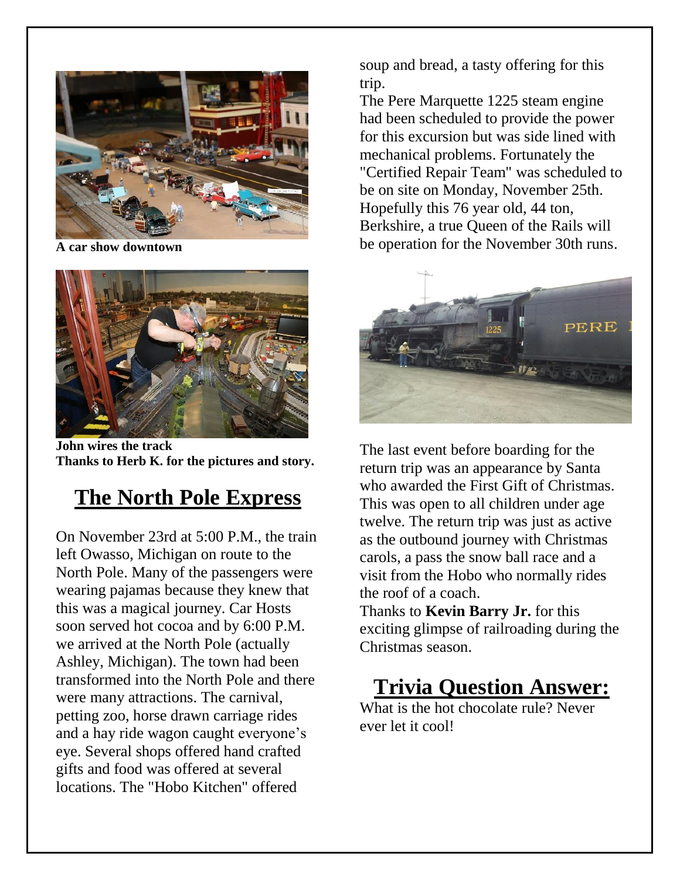**A car show downtown**

**John wires the track**
**Thanks to Herb K. for the pictures and story.**

## The North Pole Express

On November 23rd at 5:00 P.M., the train left Owasso, Michigan on route to the North Pole. Many of the passengers were wearing pajamas because they knew that this was a magical journey. Car Hosts soon served hot cocoa and by 6:00 P.M. we arrived at the North Pole (actually Ashley, Michigan). The town had been transformed into the North Pole and there were many attractions. The carnival, petting zoo, horse drawn carriage rides and a hay ride wagon caught everyone's eye. Several shops offered hand crafted gifts and food was offered at several locations. The "Hobo Kitchen" offered soup and bread, a tasty offering for this trip.

The Pere Marquette 1225 steam engine had been scheduled to provide the power for this excursion but was side lined with mechanical problems. Fortunately the "Certified Repair Team" was scheduled to be on site on Monday, November 25th. Hopefully this 76 year old, 44 ton, Berkshire, a true Queen of the Rails will be operation for the November 30th runs.

The last event before boarding for the return trip was an appearance by Santa who awarded the First Gift of Christmas. This was open to all children under age twelve. The return trip was just as active as the outbound journey with Christmas carols, a pass the snow ball race and a visit from the Hobo who normally rides the roof of a coach.

Thanks to **Kevin Barry Jr.** for this exciting glimpse of railroading during the Christmas season.

## Trivia Question Answer:

What is the hot chocolate rule? Never ever let it cool!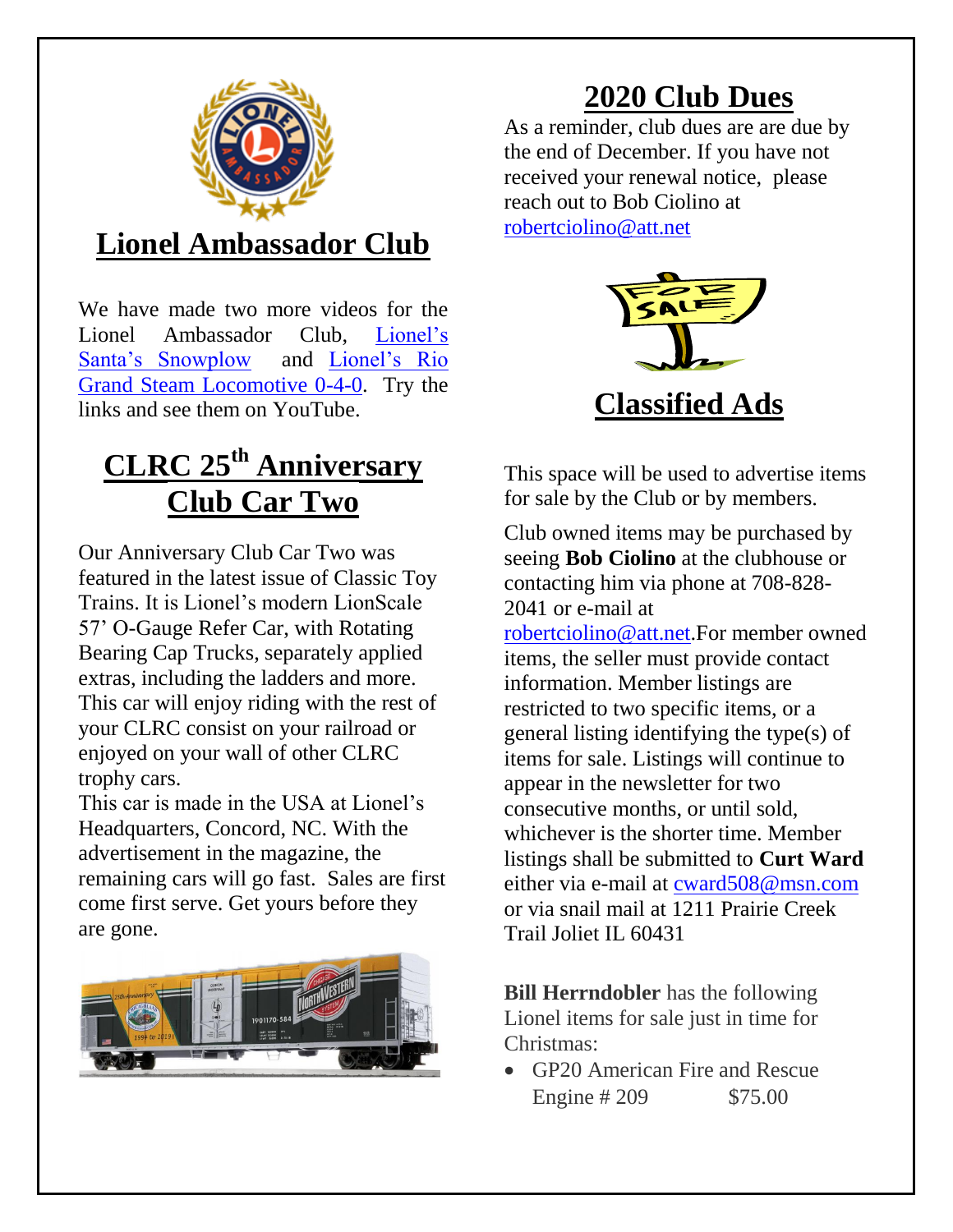# Lionel Ambassador Club

We have made two more videos for the Lionel Ambassador Club, Lionel's Santa's Snowplow and Lionel's Rio Grand Steam Locomotive 0-4-0. Try the links and see them on YouTube.

# CLRC 25th Anniversary Club Car Two

Our Anniversary Club Car Two was featured in the latest issue of Classic Toy Trains. It is Lionel's modern LionScale 57' O-Gauge Refer Car, with Rotating Bearing Cap Trucks, separately applied extras, including the ladders and more. This car will enjoy riding with the rest of your CLRC consist on your railroad or enjoyed on your wall of other CLRC trophy cars.

This car is made in the USA at Lionel's Headquarters, Concord, NC. With the advertisement in the magazine, the remaining cars will go fast. Sales are first come first serve. Get yours before they are gone.

# 2020 Club Dues

As a reminder, club dues are are due by the end of December. If you have not received your renewal notice, please reach out to Bob Ciolino at robertciolino@att.net

# Classified Ads

This space will be used to advertise items for sale by the Club or by members.

Club owned items may be purchased by seeing **Bob Ciolino** at the clubhouse or contacting him via phone at 708-828-2041 or e-mail at robertciolino@att.net.For member owned items, the seller must provide contact information. Member listings are restricted to two specific items, or a general listing identifying the type(s) of items for sale. Listings will continue to appear in the newsletter for two consecutive months, or until sold, whichever is the shorter time. Member listings shall be submitted to **Curt Ward** either via e-mail at cward508@msn.com or via snail mail at 1211 Prairie Creek Trail Joliet IL 60431

**Bill Herrndobler** has the following Lionel items for sale just in time for Christmas:

- GP20 American Fire and Rescue Engine # 209 $75.00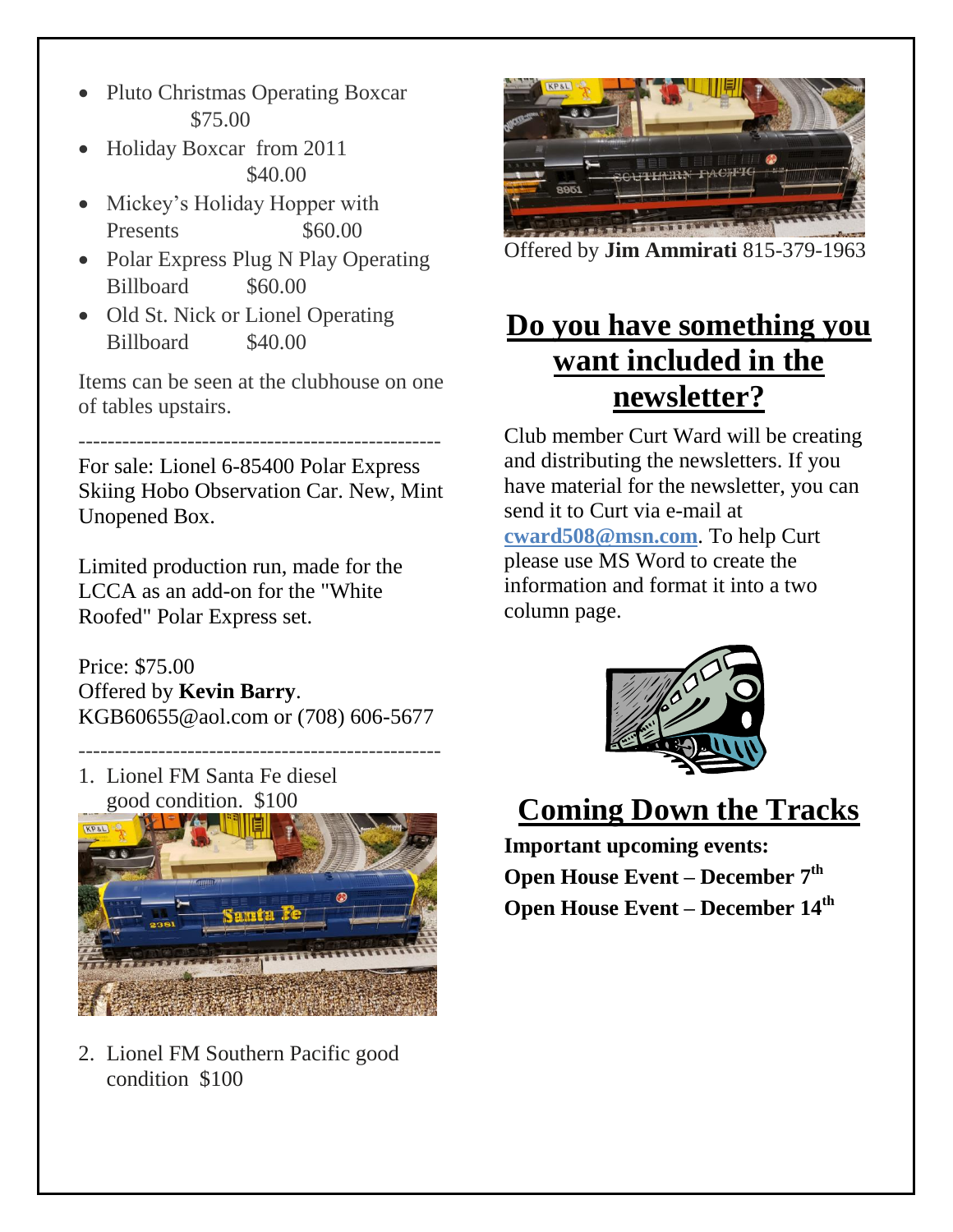- Pluto Christmas Operating Boxcar $75.00
- Holiday Boxcar from 2011 $40.00
- Mickey's Holiday Hopper with Presents $60.00
- Polar Express Plug N Play Operating Billboard $60.00
- Old St. Nick or Lionel Operating Billboard $40.00

Items can be seen at the clubhouse on one of tables upstairs.

---

For sale: Lionel 6-85400 Polar Express Skiing Hobo Observation Car. New, Mint Unopened Box.

Limited production run, made for the LCCA as an add-on for the "White Roofed" Polar Express set.

Price: $75.00
Offered by **Kevin Barry**.
KGB60655@aol.com or (708) 606-5677

---

1. Lionel FM Santa Fe diesel good condition. $100

2. Lionel FM Southern Pacific good condition $100

Offered by **Jim Ammirati** 815-379-1963

## Do you have something you want included in the newsletter?

Club member Curt Ward will be creating and distributing the newsletters. If you have material for the newsletter, you can send it to Curt via e-mail at **cward508@msn.com**. To help Curt please use MS Word to create the information and format it into a two column page.

## Coming Down the Tracks

**Important upcoming events:**
**Open House Event – December 7th**
**Open House Event – December 14th**